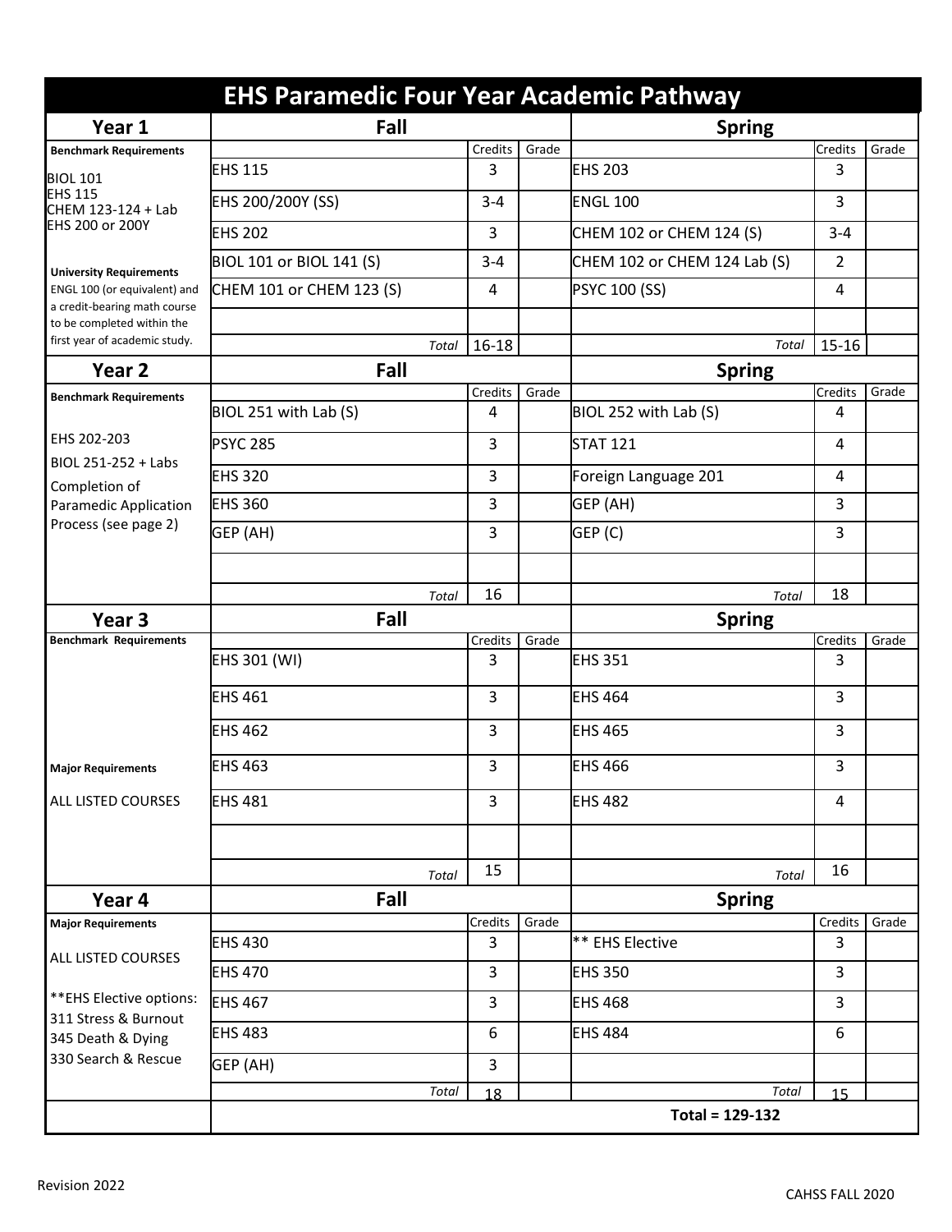# EHS Paramedic Four Year Academic Pathway

| Year 1 | Fall | Credits | Grade | Spring | Credits | Grade |
|---|---|---|---|---|---|---|
| **Benchmark Requirements** | | | | | | |
| BIOL 101<br>EHS 115<br>CHEM 123-124 + Lab<br>EHS 200 or 200Y | EHS 115 | 3 | | EHS 203 | 3 | |
| | EHS 200/200Y (SS) | 3-4 | | ENGL 100 | 3 | |
| | EHS 202 | 3 | | CHEM 102 or CHEM 124 (S) | 3-4 | |
| **University Requirements** | BIOL 101 or BIOL 141 (S) | 3-4 | | CHEM 102 or CHEM 124 Lab (S) | 2 | |
| ENGL 100 (or equivalent) and a credit-bearing math course to be completed within the first year of academic study. | CHEM 101 or CHEM 123 (S) | 4 | | PSYC 100 (SS) | 4 | |
| | | | | | | |
| | *Total* | 16-18 | | *Total* | 15-16 | |

| Year 2 | Fall | Credits | Grade | Spring | Credits | Grade |
|---|---|---|---|---|---|---|
| **Benchmark Requirements** | BIOL 251 with Lab (S) | 4 | | BIOL 252 with Lab (S) | 4 | |
| EHS 202-203 | PSYC 285 | 3 | | STAT 121 | 4 | |
| BIOL 251-252 + Labs | EHS 320 | 3 | | Foreign Language 201 | 4 | |
| Completion of Paramedic Application Process (see page 2) | EHS 360 | 3 | | GEP (AH) | 3 | |
| | GEP (AH) | 3 | | GEP (C) | 3 | |
| | | | | | | |
| | *Total* | 16 | | *Total* | 18 | |

| Year 3 | Fall | Credits | Grade | Spring | Credits | Grade |
|---|---|---|---|---|---|---|
| **Benchmark Requirements** | EHS 301 (WI) | 3 | | EHS 351 | 3 | |
| | EHS 461 | 3 | | EHS 464 | 3 | |
| | EHS 462 | 3 | | EHS 465 | 3 | |
| **Major Requirements** | EHS 463 | 3 | | EHS 466 | 3 | |
| ALL LISTED COURSES | EHS 481 | 3 | | EHS 482 | 4 | |
| | | | | | | |
| | *Total* | 15 | | *Total* | 16 | |

| Year 4 | Fall | Credits | Grade | Spring | Credits | Grade |
|---|---|---|---|---|---|---|
| **Major Requirements** | EHS 430 | 3 | | ** EHS Elective | 3 | |
| ALL LISTED COURSES | EHS 470 | 3 | | EHS 350 | 3 | |
| **EHS Elective options:<br>311 Stress & Burnout<br>345 Death & Dying<br>330 Search & Rescue | EHS 467 | 3 | | EHS 468 | 3 | |
| | EHS 483 | 6 | | EHS 484 | 6 | |
| | GEP (AH) | 3 | | | | |
| | *Total* | 18 | | *Total* | 15 | |
| | | | | **Total = 129-132** | | |

Revision 2022

CAHSS FALL 2020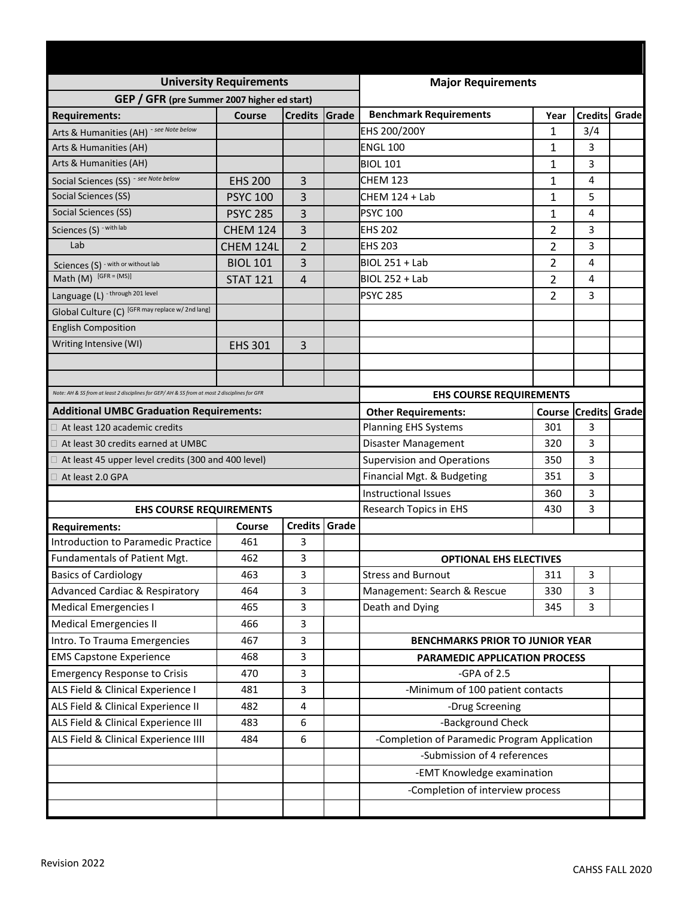## University Requirements

### GEP / GFR (pre Summer 2007 higher ed start)

| Requirements: | Course | Credits | Grade |
|---|---|---|---|
| Arts & Humanities (AH) - see Note below | | | |
| Arts & Humanities (AH) | | | |
| Arts & Humanities (AH) | | | |
| Social Sciences (SS) - see Note below | EHS 200 | 3 | |
| Social Sciences (SS) | PSYC 100 | 3 | |
| Social Sciences (SS) | PSYC 285 | 3 | |
| Sciences (S) - with lab | CHEM 124 | 3 | |
| Lab | CHEM 124L | 2 | |
| Sciences (S) - with or without lab | BIOL 101 | 3 | |
| Math (M) [GFR = (MS)] | STAT 121 | 4 | |
| Language (L) - through 201 level | | | |
| Global Culture (C) [GFR may replace w/ 2nd lang] | | | |
| English Composition | | | |
| Writing Intensive (WI) | EHS 301 | 3 | |
| | | | |
| | | | |

*Note: AH & SS from at least 2 disciplines for GEP/ AH & SS from at most 2 disciplines for GFR*

### Additional UMBC Graduation Requirements:

- ☐ At least 120 academic credits
- ☐ At least 30 credits earned at UMBC
- ☐ At least 45 upper level credits (300 and 400 level)
- ☐ At least 2.0 GPA

### EHS COURSE REQUIREMENTS

| Requirements: | Course | Credits | Grade |
|---|---|---|---|
| Introduction to Paramedic Practice | 461 | 3 | |
| Fundamentals of Patient Mgt. | 462 | 3 | |
| Basics of Cardiology | 463 | 3 | |
| Advanced Cardiac & Respiratory | 464 | 3 | |
| Medical Emergencies I | 465 | 3 | |
| Medical Emergencies II | 466 | 3 | |
| Intro. To Trauma Emergencies | 467 | 3 | |
| EMS Capstone Experience | 468 | 3 | |
| Emergency Response to Crisis | 470 | 3 | |
| ALS Field & Clinical Experience I | 481 | 3 | |
| ALS Field & Clinical Experience II | 482 | 4 | |
| ALS Field & Clinical Experience III | 483 | 6 | |
| ALS Field & Clinical Experience IIII | 484 | 6 | |
| | | | |
| | | | |
| | | | |
| | | | |

## Major Requirements

| Benchmark Requirements | Year | Credits | Grade |
|---|---|---|---|
| EHS 200/200Y | 1 | 3/4 | |
| ENGL 100 | 1 | 3 | |
| BIOL 101 | 1 | 3 | |
| CHEM 123 | 1 | 4 | |
| CHEM 124 + Lab | 1 | 5 | |
| PSYC 100 | 1 | 4 | |
| EHS 202 | 2 | 3 | |
| EHS 203 | 2 | 3 | |
| BIOL 251 + Lab | 2 | 4 | |
| BIOL 252 + Lab | 2 | 4 | |
| PSYC 285 | 2 | 3 | |
| | | | |
| | | | |
| | | | |
| | | | |
| | | | |

### EHS COURSE REQUIREMENTS

| Other Requirements: | Course | Credits | Grade |
|---|---|---|---|
| Planning EHS Systems | 301 | 3 | |
| Disaster Management | 320 | 3 | |
| Supervision and Operations | 350 | 3 | |
| Financial Mgt. & Budgeting | 351 | 3 | |
| Instructional Issues | 360 | 3 | |
| Research Topics in EHS | 430 | 3 | |
| | | | |

### OPTIONAL EHS ELECTIVES

| | | | |
|---|---|---|---|
| Stress and Burnout | 311 | 3 | |
| Management: Search & Rescue | 330 | 3 | |
| Death and Dying | 345 | 3 | |

### BENCHMARKS PRIOR TO JUNIOR YEAR

### PARAMEDIC APPLICATION PROCESS

| | |
|---|---|
| -GPA of 2.5 | |
| -Minimum of 100 patient contacts | |
| -Drug Screening | |
| -Background Check | |
| -Completion of Paramedic Program Application | |
| -Submission of 4 references | |
| -EMT Knowledge examination | |
| -Completion of interview process | |
| | |

Revision 2022

CAHSS FALL 2020